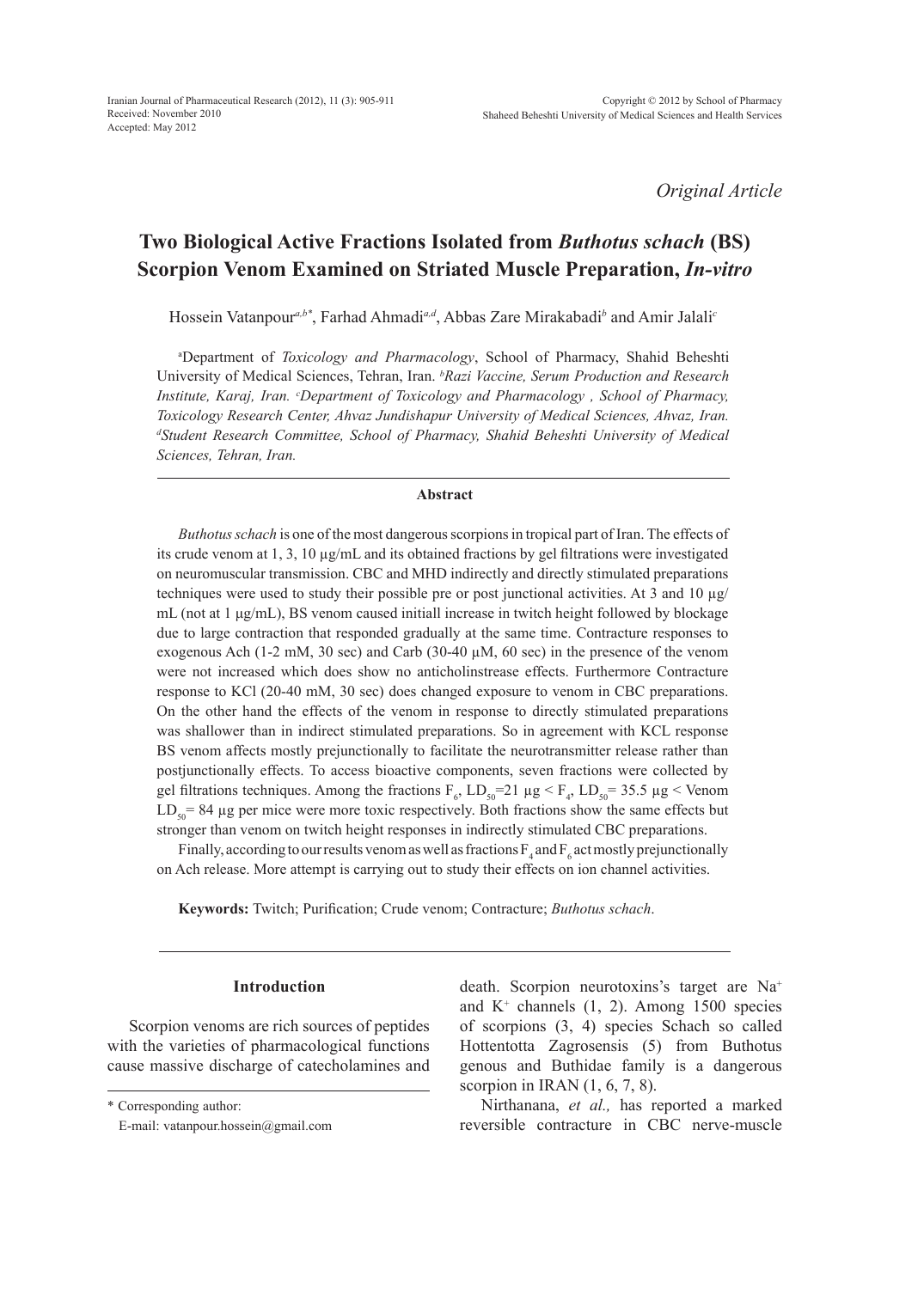*Original Article*

# Two Biological Active Fractions Isolated from *Buthotus schach* (BS) Scorpion Venom Examined on Striated Muscle Preparation, *In-vitro*

Hossein Vatanpour[a,b*], Farhad Ahmadi[a,d], Abbas Zare Mirakabadi[b] and Amir Jalali[c]

[a]Department of *Toxicology and Pharmacology*, School of Pharmacy, Shahid Beheshti University of Medical Sciences, Tehran, Iran. [b]*Razi Vaccine, Serum Production and Research Institute, Karaj, Iran.* [c]*Department of Toxicology and Pharmacology , School of Pharmacy, Toxicology Research Center, Ahvaz Jundishapur University of Medical Sciences, Ahvaz, Iran.* [d]*Student Research Committee, School of Pharmacy, Shahid Beheshti University of Medical Sciences, Tehran, Iran.*

## Abstract

*Buthotus schach* is one of the most dangerous scorpions in tropical part of Iran. The effects of its crude venom at 1, 3, 10 µg/mL and its obtained fractions by gel filtrations were investigated on neuromuscular transmission. CBC and MHD indirectly and directly stimulated preparations techniques were used to study their possible pre or post junctional activities. At 3 and 10 µg/mL (not at 1 µg/mL), BS venom caused initiall increase in twitch height followed by blockage due to large contraction that responded gradually at the same time. Contracture responses to exogenous Ach (1-2 mM, 30 sec) and Carb (30-40 µM, 60 sec) in the presence of the venom were not increased which does show no anticholinstrease effects. Furthermore Contracture response to KCl (20-40 mM, 30 sec) does changed exposure to venom in CBC preparations. On the other hand the effects of the venom in response to directly stimulated preparations was shallower than in indirect stimulated preparations. So in agreement with KCL response BS venom affects mostly prejunctionally to facilitate the neurotransmitter release rather than postjunctionally effects. To access bioactive components, seven fractions were collected by gel filtrations techniques. Among the fractions $F_6$, $LD_{50}$=21 µg < $F_4$, $LD_{50}$= 35.5 µg < Venom $LD_{50}$= 84 µg per mice were more toxic respectively. Both fractions show the same effects but stronger than venom on twitch height responses in indirectly stimulated CBC preparations.

Finally, according to our results venom as well as fractions $F_4$ and $F_6$ act mostly prejunctionally on Ach release. More attempt is carrying out to study their effects on ion channel activities.

**Keywords:** Twitch; Purification; Crude venom; Contracture; *Buthotus schach*.

## Introduction

Scorpion venoms are rich sources of peptides with the varieties of pharmacological functions cause massive discharge of catecholamines and death. Scorpion neurotoxins's target are $Na^+$ and $K^+$ channels (1, 2). Among 1500 species of scorpions (3, 4) species Schach so called Hottentotta Zagrosensis (5) from Buthotus genous and Buthidae family is a dangerous scorpion in IRAN (1, 6, 7, 8).

Nirthanana, *et al.,* has reported a marked reversible contracture in CBC nerve-muscle

\* Corresponding author:

E-mail: vatanpour.hossein@gmail.com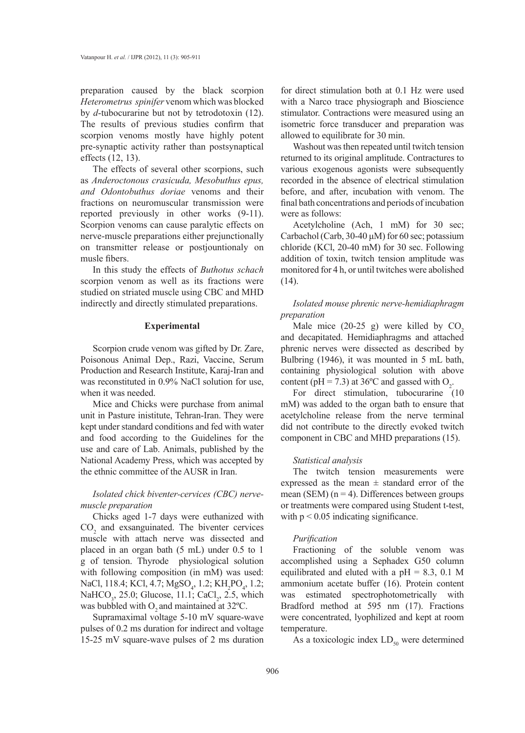preparation caused by the black scorpion *Heterometrus spinifer* venom which was blocked by *d*-tubocurarine but not by tetrodotoxin (12). The results of previous studies confirm that scorpion venoms mostly have highly potent pre-synaptic activity rather than postsynaptical effects (12, 13).

The effects of several other scorpions, such as *Anderoctonous crasicuda, Mesobuthus epus, and Odontobuthus doriae* venoms and their fractions on neuromuscular transmission were reported previously in other works (9-11). Scorpion venoms can cause paralytic effects on nerve-muscle preparations either prejunctionally on transmitter release or postjountionaly on musle fibers.

In this study the effects of *Buthotus schach* scorpion venom as well as its fractions were studied on striated muscle using CBC and MHD indirectly and directly stimulated preparations.

## Experimental

Scorpion crude venom was gifted by Dr. Zare, Poisonous Animal Dep., Razi, Vaccine, Serum Production and Research Institute, Karaj-Iran and was reconstituted in 0.9% NaCl solution for use, when it was needed.

Mice and Chicks were purchase from animal unit in Pasture inistitute, Tehran-Iran. They were kept under standard conditions and fed with water and food according to the Guidelines for the use and care of Lab. Animals, published by the National Academy Press, which was accepted by the ethnic committee of the AUSR in Iran.

### *Isolated chick biventer-cervices (CBC) nerve-muscle preparation*

Chicks aged 1-7 days were euthanized with $CO_2$ and exsanguinated. The biventer cervices muscle with attach nerve was dissected and placed in an organ bath (5 mL) under 0.5 to 1 g of tension. Thyrode physiological solution with following composition (in mM) was used: NaCl, 118.4; KCl, 4.7; $MgSO_4$, 1.2; $KH_2PO_4$, 1.2; $NaHCO_3$, 25.0; Glucose, 11.1; $CaCl_2$, 2.5, which was bubbled with $O_2$ and maintained at 32ºC.

Supramaximal voltage 5-10 mV square-wave pulses of 0.2 ms duration for indirect and voltage 15-25 mV square-wave pulses of 2 ms duration for direct stimulation both at 0.1 Hz were used with a Narco trace physiograph and Bioscience stimulator. Contractions were measured using an isometric force transducer and preparation was allowed to equilibrate for 30 min.

Washout was then repeated until twitch tension returned to its original amplitude. Contractures to various exogenous agonists were subsequently recorded in the absence of electrical stimulation before, and after, incubation with venom. The final bath concentrations and periods of incubation were as follows:

Acetylcholine (Ach, 1 mM) for 30 sec; Carbachol (Carb, 30-40 μM) for 60 sec; potassium chloride (KCl, 20-40 mM) for 30 sec. Following addition of toxin, twitch tension amplitude was monitored for 4 h, or until twitches were abolished (14).

### *Isolated mouse phrenic nerve-hemidiaphragm preparation*

Male mice (20-25 g) were killed by $CO_2$ and decapitated. Hemidiaphragms and attached phrenic nerves were dissected as described by Bulbring (1946), it was mounted in 5 mL bath, containing physiological solution with above content (pH = 7.3) at 36ºC and gassed with $O_2$.

For direct stimulation, tubocurarine (10 mM) was added to the organ bath to ensure that acetylcholine release from the nerve terminal did not contribute to the directly evoked twitch component in CBC and MHD preparations (15).

### *Statistical analysis*

The twitch tension measurements were expressed as the mean ± standard error of the mean (SEM) (n = 4). Differences between groups or treatments were compared using Student t-test, with $p < 0.05$ indicating significance.

### *Purification*

Fractioning of the soluble venom was accomplished using a Sephadex G50 column equilibrated and eluted with a pH = 8.3, 0.1 M ammonium acetate buffer (16). Protein content was estimated spectrophotometrically with Bradford method at 595 nm (17). Fractions were concentrated, lyophilized and kept at room temperature.

As a toxicologic index $LD_{50}$ were determined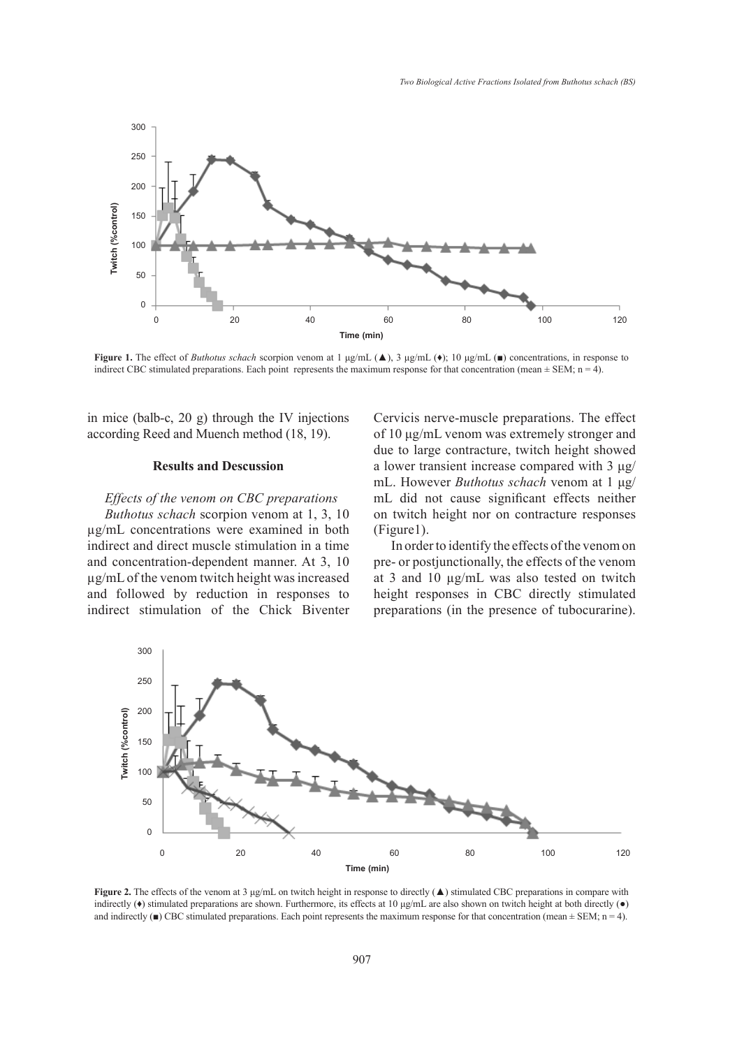**Figure 1.** The effect of *Buthotus schach* scorpion venom at 1 μg/mL (▲), 3 μg/mL (♦); 10 μg/mL (■) concentrations, in response to indirect CBC stimulated preparations. Each point represents the maximum response for that concentration (mean ± SEM; n = 4).

in mice (balb-c, 20 g) through the IV injections according Reed and Muench method (18, 19).

### Results and Descussion

*Effects of the venom on CBC preparations*

*Buthotus schach* scorpion venom at 1, 3, 10 μg/mL concentrations were examined in both indirect and direct muscle stimulation in a time and concentration-dependent manner. At 3, 10 μg/mL of the venom twitch height was increased and followed by reduction in responses to indirect stimulation of the Chick Biventer Cervicis nerve-muscle preparations. The effect of 10 μg/mL venom was extremely stronger and due to large contracture, twitch height showed a lower transient increase compared with 3 μg/mL. However *Buthotus schach* venom at 1 μg/mL did not cause significant effects neither on twitch height nor on contracture responses (Figure1).

In order to identify the effects of the venom on pre- or postjunctionally, the effects of the venom at 3 and 10 μg/mL was also tested on twitch height responses in CBC directly stimulated preparations (in the presence of tubocurarine).

**Figure 2.** The effects of the venom at 3 μg/mL on twitch height in response to directly (▲) stimulated CBC preparations in compare with indirectly (♦) stimulated preparations are shown. Furthermore, its effects at 10 μg/mL are also shown on twitch height at both directly (●) and indirectly (■) CBC stimulated preparations. Each point represents the maximum response for that concentration (mean ± SEM; n = 4).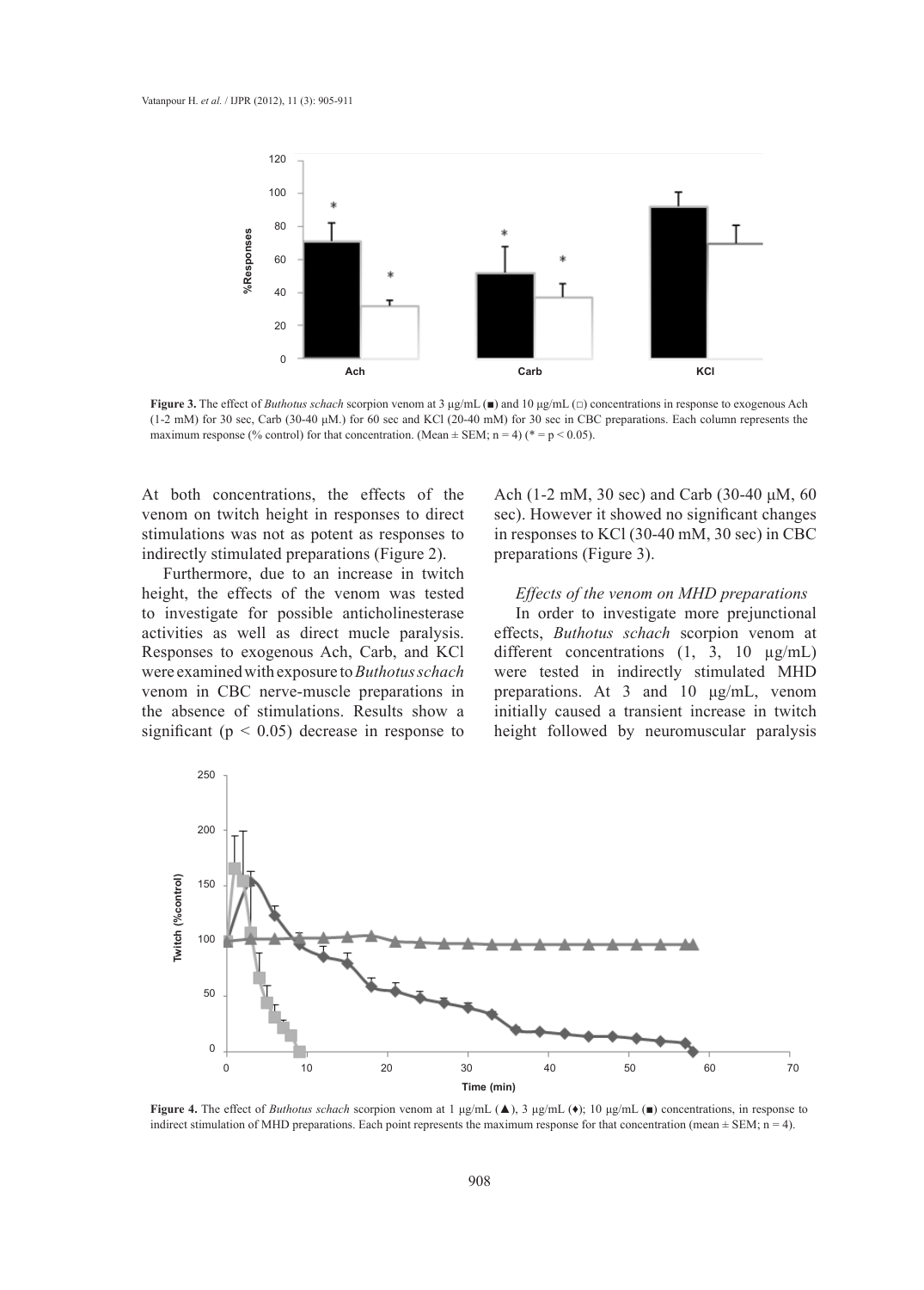**Figure 3.** The effect of *Buthotus schach* scorpion venom at 3 µg/mL (■) and 10 µg/mL (□) concentrations in response to exogenous Ach (1-2 mM) for 30 sec, Carb (30-40 µM.) for 60 sec and KCl (20-40 mM) for 30 sec in CBC preparations. Each column represents the maximum response (% control) for that concentration. (Mean ± SEM; n = 4) (* = p < 0.05).

At both concentrations, the effects of the venom on twitch height in responses to direct stimulations was not as potent as responses to indirectly stimulated preparations (Figure 2).

Furthermore, due to an increase in twitch height, the effects of the venom was tested to investigate for possible anticholinesterase activities as well as direct mucle paralysis. Responses to exogenous Ach, Carb, and KCl were examined with exposure to *Buthotus schach* venom in CBC nerve-muscle preparations in the absence of stimulations. Results show a significant ($p < 0.05$) decrease in response to Ach (1-2 mM, 30 sec) and Carb (30-40 µM, 60 sec). However it showed no significant changes in responses to KCl (30-40 mM, 30 sec) in CBC preparations (Figure 3).

### *Effects of the venom on MHD preparations*

In order to investigate more prejunctional effects, *Buthotus schach* scorpion venom at different concentrations (1, 3, 10 µg/mL) were tested in indirectly stimulated MHD preparations. At 3 and 10 µg/mL, venom initially caused a transient increase in twitch height followed by neuromuscular paralysis

**Figure 4.** The effect of *Buthotus schach* scorpion venom at 1 µg/mL (▲), 3 µg/mL (♦); 10 µg/mL (■) concentrations, in response to indirect stimulation of MHD preparations. Each point represents the maximum response for that concentration (mean ± SEM; n = 4).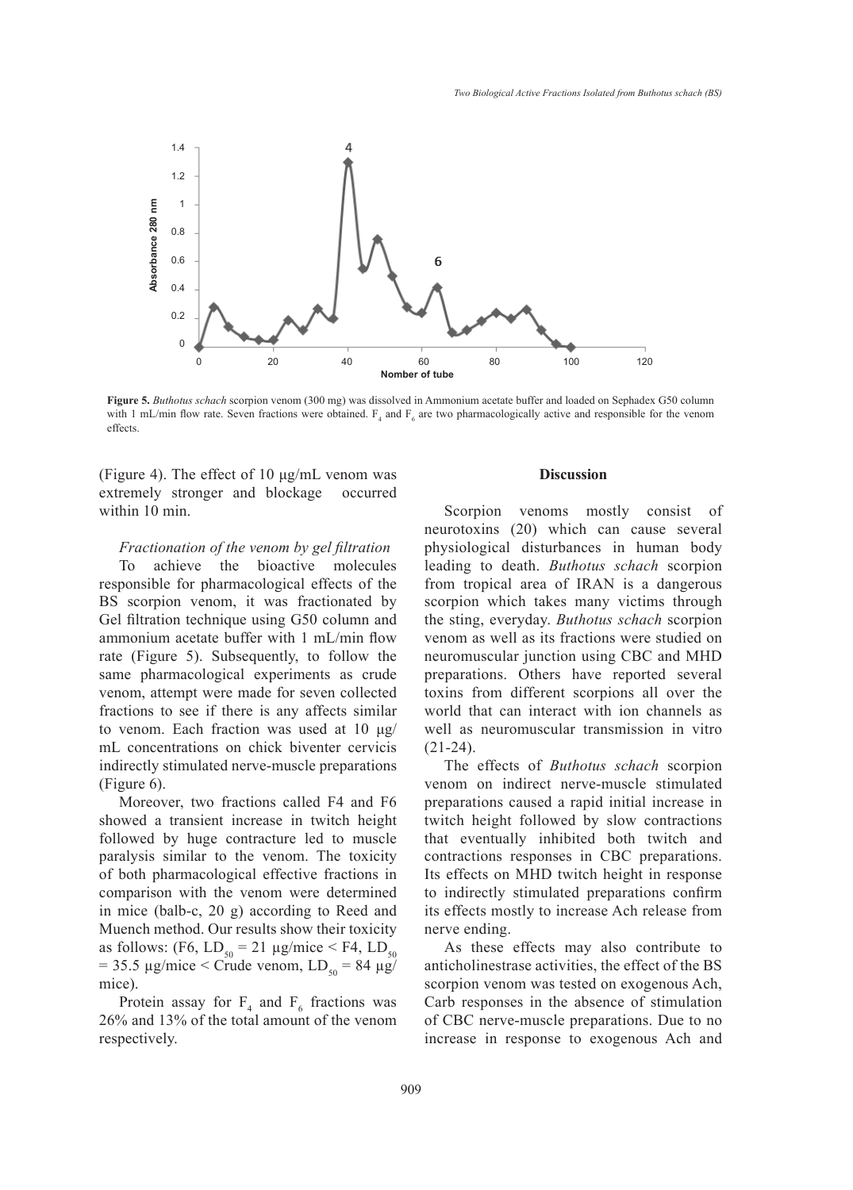**Figure 5.** *Buthotus schach* scorpion venom (300 mg) was dissolved in Ammonium acetate buffer and loaded on Sephadex G50 column with 1 mL/min flow rate. Seven fractions were obtained. $F_4$ and $F_6$ are two pharmacologically active and responsible for the venom effects.

(Figure 4). The effect of 10 µg/mL venom was extremely stronger and blockage occurred within 10 min.

*Fractionation of the venom by gel filtration*

To achieve the bioactive molecules responsible for pharmacological effects of the BS scorpion venom, it was fractionated by Gel filtration technique using G50 column and ammonium acetate buffer with 1 mL/min flow rate (Figure 5). Subsequently, to follow the same pharmacological experiments as crude venom, attempt were made for seven collected fractions to see if there is any affects similar to venom. Each fraction was used at 10 µg/mL concentrations on chick biventer cervicis indirectly stimulated nerve-muscle preparations (Figure 6).

Moreover, two fractions called F4 and F6 showed a transient increase in twitch height followed by huge contracture led to muscle paralysis similar to the venom. The toxicity of both pharmacological effective fractions in comparison with the venom were determined in mice (balb-c, 20 g) according to Reed and Muench method. Our results show their toxicity as follows: (F6, $LD_{50}$ = 21 µg/mice < F4, $LD_{50}$ = 35.5 µg/mice < Crude venom, $LD_{50}$ = 84 µg/mice).

Protein assay for $F_4$ and $F_6$ fractions was 26% and 13% of the total amount of the venom respectively.

## Discussion

Scorpion venoms mostly consist of neurotoxins (20) which can cause several physiological disturbances in human body leading to death. *Buthotus schach* scorpion from tropical area of IRAN is a dangerous scorpion which takes many victims through the sting, everyday. *Buthotus schach* scorpion venom as well as its fractions were studied on neuromuscular junction using CBC and MHD preparations. Others have reported several toxins from different scorpions all over the world that can interact with ion channels as well as neuromuscular transmission in vitro (21-24).

The effects of *Buthotus schach* scorpion venom on indirect nerve-muscle stimulated preparations caused a rapid initial increase in twitch height followed by slow contractions that eventually inhibited both twitch and contractions responses in CBC preparations. Its effects on MHD twitch height in response to indirectly stimulated preparations confirm its effects mostly to increase Ach release from nerve ending.

As these effects may also contribute to anticholinestrase activities, the effect of the BS scorpion venom was tested on exogenous Ach, Carb responses in the absence of stimulation of CBC nerve-muscle preparations. Due to no increase in response to exogenous Ach and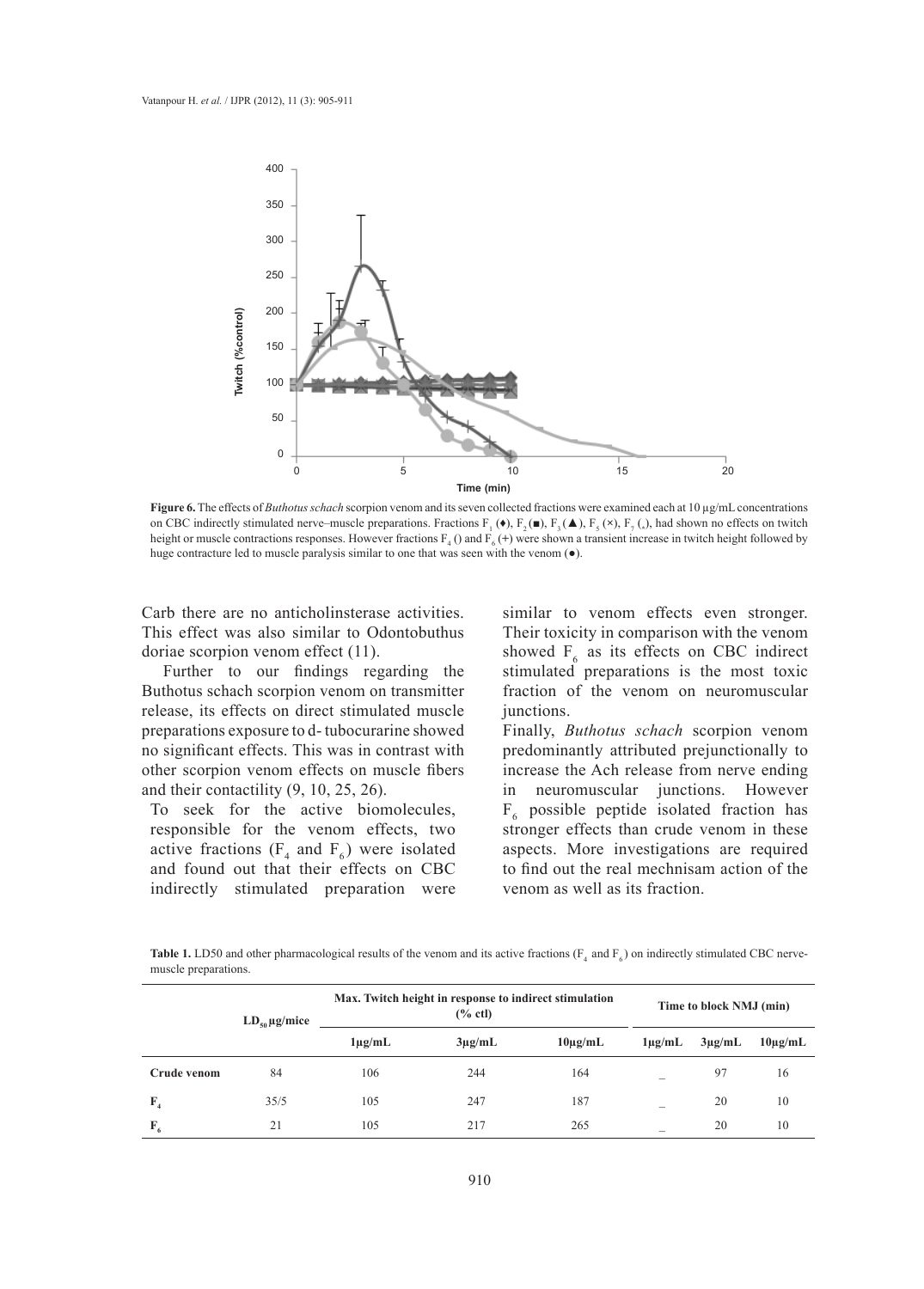**Figure 6.** The effects of *Buthotus schach* scorpion venom and its seven collected fractions were examined each at 10 µg/mL concentrations on CBC indirectly stimulated nerve–muscle preparations. Fractions $F_1$ (♦), $F_2$ (■), $F_3$ (▲), $F_5$ (×), $F_7$ (-), had shown no effects on twitch height or muscle contractions responses. However fractions $F_4$ () and $F_6$ (+) were shown a transient increase in twitch height followed by huge contracture led to muscle paralysis similar to one that was seen with the venom (●).

Carb there are no anticholinsterase activities. This effect was also similar to Odontobuthus doriae scorpion venom effect (11).

Further to our findings regarding the Buthotus schach scorpion venom on transmitter release, its effects on direct stimulated muscle preparations exposure to d- tubocurarine showed no significant effects. This was in contrast with other scorpion venom effects on muscle fibers and their contactility (9, 10, 25, 26).

To seek for the active biomolecules, responsible for the venom effects, two active fractions ($F_4$ and $F_6$) were isolated and found out that their effects on CBC indirectly stimulated preparation were similar to venom effects even stronger. Their toxicity in comparison with the venom showed $F_6$ as its effects on CBC indirect stimulated preparations is the most toxic fraction of the venom on neuromuscular junctions.

Finally, *Buthotus schach* scorpion venom predominantly attributed prejunctionally to increase the Ach release from nerve ending in neuromuscular junctions. However $F_6$ possible peptide isolated fraction has stronger effects than crude venom in these aspects. More investigations are required to find out the real mechnisam action of the venom as well as its fraction.

**Table 1.** LD50 and other pharmacological results of the venom and its active fractions ($F_4$ and $F_6$) on indirectly stimulated CBC nerve-muscle preparations.

| | $LD_{50}$ µg/mice | Max. Twitch height in response to indirect stimulation (% ctl) | | | Time to block NMJ (min) | | |
|---|---|---|---|---|---|---|---|
| | | 1µg/mL | 3µg/mL | 10µg/mL | 1µg/mL | 3µg/mL | 10µg/mL |
| **Crude venom** | 84 | 106 | 244 | 164 | _ | 97 | 16 |
| **$F_4$** | 35/5 | 105 | 247 | 187 | _ | 20 | 10 |
| **$F_6$** | 21 | 105 | 217 | 265 | _ | 20 | 10 |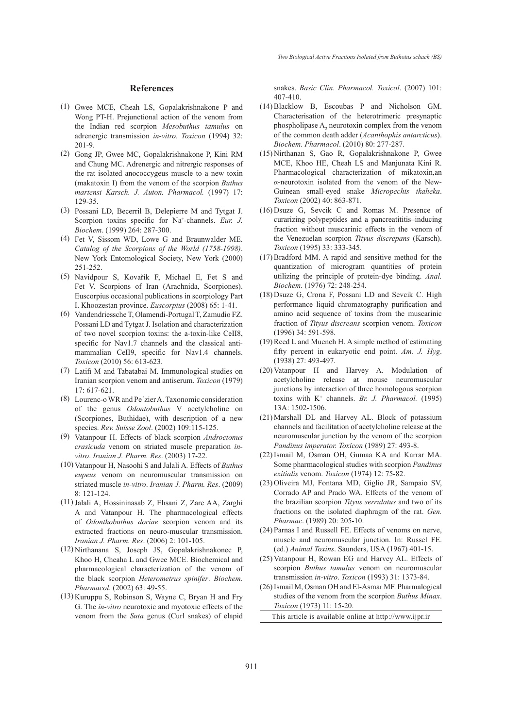## References

(1) Gwee MCE, Cheah LS, Gopalakrishnakone P and Wong PT-H. Prejunctional action of the venom from the Indian red scorpion *Mesobuthus tamulus* on adrenergic transmission *in-vitro. Toxicon* (1994) 32: 201-9.

(2) Gong JP, Gwee MC, Gopalakrishnakone P, Kini RM and Chung MC. Adrenergic and nitrergic responses of the rat isolated anococcygeus muscle to a new toxin (makatoxin I) from the venom of the scorpion *Buthus martensi Karsch. J. Auton. Pharmacol.* (1997) 17: 129-35.

(3) Possani LD, Becerril B, Delepierre M and Tytgat J. Scorpion toxins specific for $Na^+$-channels. *Eur. J. Biochem*. (1999) 264: 287-300.

(4) Fet V, Sissom WD, Lowe G and Braunwalder ME. *Catalog of the Scorpions of the World (1758-1998)*. New York Entomological Society, New York (2000) 251-252.

(5) Navidpour S, Kovařík F, Michael E, Fet S and Fet V. Scorpions of Iran (Arachnida, Scorpiones). Euscorpius occasional publications in scorpiology Part I. Khoozestan province. *Euscorpius* (2008) 65: 1-41.

(6) Vandendriessche T, Olamendi-Portugal T, Zamudio FZ. Possani LD and Tytgat J. Isolation and characterization of two novel scorpion toxins: the a-toxin-like CeII8, specific for Nav1.7 channels and the classical anti-mammalian CeII9, specific for Nav1.4 channels. *Toxicon* (2010) 56: 613-623.

(7) Latifi M and Tabatabai M. Immunological studies on Iranian scorpion venom and antiserum. *Toxicon* (1979) 17: 617-621.

(8) Lourenc-o WR and Pe´zier A. Taxonomic consideration of the genus *Odontobuthus* V acetylcholine on (Scorpiones, Buthidae), with description of a new species. *Rev. Suisse Zool*. (2002) 109:115-125.

(9) Vatanpour H. Effects of black scorpion *Androctonus crasicuda* venom on striated muscle preparation *in-vitro*. *Iranian J. Pharm. Res*. (2003) 17-22.

(10) Vatanpour H, Nasoohi S and Jalali A*.* Effects of *Buthus eupeus* venom on neuromuscular transmission on striated muscle *in-vitro*. *Iranian J. Pharm. Res*. (2009) 8: 121-124.

(11) Jalali A, Hossininasab Z, Ehsani Z, Zare AA, Zarghi A and Vatanpour H. The pharmacological effects of *Odonthobuthus doriae* scorpion venom and its extracted fractions on neuro-muscular transmission. *Iranian J. Pharm. Res*. (2006) 2: 101-105.

(12) Nirthanana S, Joseph JS, Gopalakrishnakonec P, Khoo H, Cheaha L and Gwee MCE. Biochemical and pharmacological characterization of the venom of the black scorpion *Heterometrus spinifer*. *Biochem. Pharmacol.* (2002) 63: 49-55.

(13) Kuruppu S, Robinson S, Wayne C, Bryan H and Fry G. The *in-vitro* neurotoxic and myotoxic effects of the venom from the *Suta* genus (Curl snakes) of elapid snakes. *Basic Clin. Pharmacol. Toxicol*. (2007) 101: 407-410.

(14) Blacklow B, Escoubas P and Nicholson GM. Characterisation of the heterotrimeric presynaptic phospholipase $A_2$ neurotoxin complex from the venom of the common death adder (*Acanthophis antarcticus*). *Biochem. Pharmacol*. (2010) 80: 277-287.

(15) Nirthanan S, Gao R, Gopalakrishnakone P, Gwee MCE, Khoo HE, Cheah LS and Manjunata Kini R. Pharmacological characterization of mikatoxin,an *α*-neurotoxin isolated from the venom of the New-Guinean small-eyed snake *Micropechis ikaheka*. *Toxicon* (2002) 40: 863-871.

(16) Dsuze G, Sevcik C and Romas M. Presence of curarizing polypeptides and a pancreatititis–inducing fraction without muscarinic effects in the venom of the Venezuelan scorpion *Tityus discrepans* (Karsch). *Toxicon* (1995) 33: 333-345.

(17) Bradford MM. A rapid and sensitive method for the quantization of microgram quantities of protein utilizing the principle of protein-dye binding. *Anal. Biochem.* (1976) 72: 248-254.

(18) Dsuze G, Crona F, Possani LD and Sevcik C. High performance liquid chromatography purification and amino acid sequence of toxins from the muscarinic fraction of *Tityus discreans* scorpion venom. *Toxicon* (1996) 34: 591-598.

(19) Reed L and Muench H. A simple method of estimating fifty percent in eukaryotic end point. *Am. J. Hyg*. (1938) 27: 493-497.

(20) Vatanpour H and Harvey A. Modulation of acetylcholine release at mouse neuromuscular junctions by interaction of three homologous scorpion toxins with $K^+$ channels. *Br. J. Pharmacol.* (1995) 13A: 1502-1506.

(21) Marshall DL and Harvey AL. Block of potassium channels and facilitation of acetylcholine release at the neuromuscular junction by the venom of the scorpion *Pandinus imperator. Toxicon* (1989) 27: 493-8.

(22) Ismail M, Osman OH, Gumaa KA and Karrar MA. Some pharmacological studies with scorpion *Pandinus exitialis* venom. *Toxicon* (1974) 12: 75-82.

(23) Oliveira MJ, Fontana MD, Giglio JR, Sampaio SV, Corrado AP and Prado WA. Effects of the venom of the brazilian scorpion *Tityus serrulatus* and two of its fractions on the isolated diaphragm of the rat. *Gen. Pharmac*. (1989) 20: 205-10.

(24) Parnas I and Russell FE. Effects of venoms on nerve, muscle and neuromuscular junction. In: Russel FE. (ed.) *Animal Toxins*. Saunders, USA (1967) 401-15.

(25) Vatanpour H, Rowan EG and Harvey AL. Effects of scorpion *Buthus tamulus* venom on neuromuscular transmission *in-vitro*. *Toxicon* (1993) 31: 1373-84.

(26) Ismail M, Osman OH and El-Asmar MF. Pharmalogical studies of the venom from the scorpion *Buthus Minax*. *Toxicon* (1973) 11: 15-20.

This article is available online at http://www.ijpr.ir